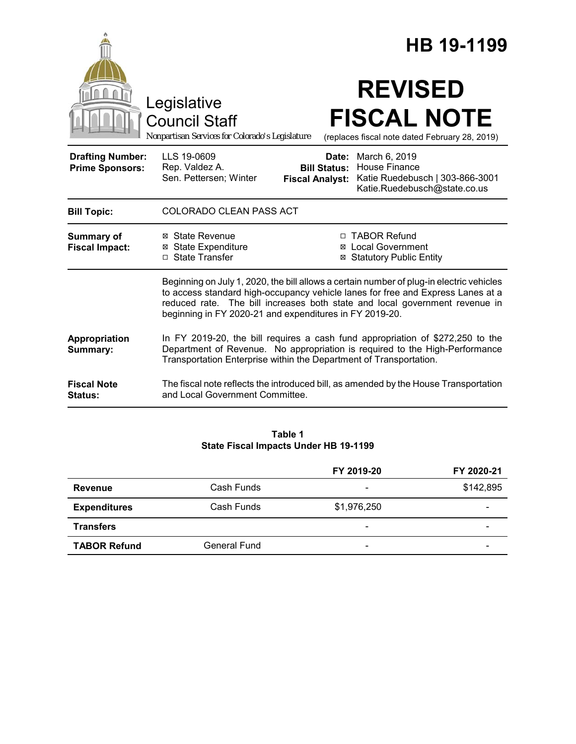# HB 19-1199

Legislative Council Staff

*Nonpartisan Services for Colorado's Legislature*

# REVISED FISCAL NOTE

(replaces fiscal note dated February 28, 2019)

| | | | |
|---|---|---|---|
| **Drafting Number:** | LLS 19-0609 | **Date:** | March 6, 2019 |
| **Prime Sponsors:** | Rep. Valdez A.<br>Sen. Pettersen; Winter | **Bill Status:** | House Finance |
| | | **Fiscal Analyst:** | Katie Ruedebusch \| 303-866-3001<br>Katie.Ruedebusch@state.co.us |

| | |
|---|---|
| **Bill Topic:** | COLORADO CLEAN PASS ACT |
| **Summary of Fiscal Impact:** | ☒ State Revenue<br>☒ State Expenditure<br>☐ State Transfer<br>☐ TABOR Refund<br>☒ Local Government<br>☒ Statutory Public Entity |
| | Beginning on July 1, 2020, the bill allows a certain number of plug-in electric vehicles to access standard high-occupancy vehicle lanes for free and Express Lanes at a reduced rate. The bill increases both state and local government revenue in beginning in FY 2020-21 and expenditures in FY 2019-20. |
| **Appropriation Summary:** | In FY 2019-20, the bill requires a cash fund appropriation of $272,250 to the Department of Revenue. No appropriation is required to the High-Performance Transportation Enterprise within the Department of Transportation. |
| **Fiscal Note Status:** | The fiscal note reflects the introduced bill, as amended by the House Transportation and Local Government Committee. |

**Table 1**
**State Fiscal Impacts Under HB 19-1199**

| | | FY 2019-20 | FY 2020-21 |
|---|---|---|---|
| **Revenue** | Cash Funds | - | $142,895 |
| **Expenditures** | Cash Funds | $1,976,250 | - |
| **Transfers** | | - | - |
| **TABOR Refund** | General Fund | - | - |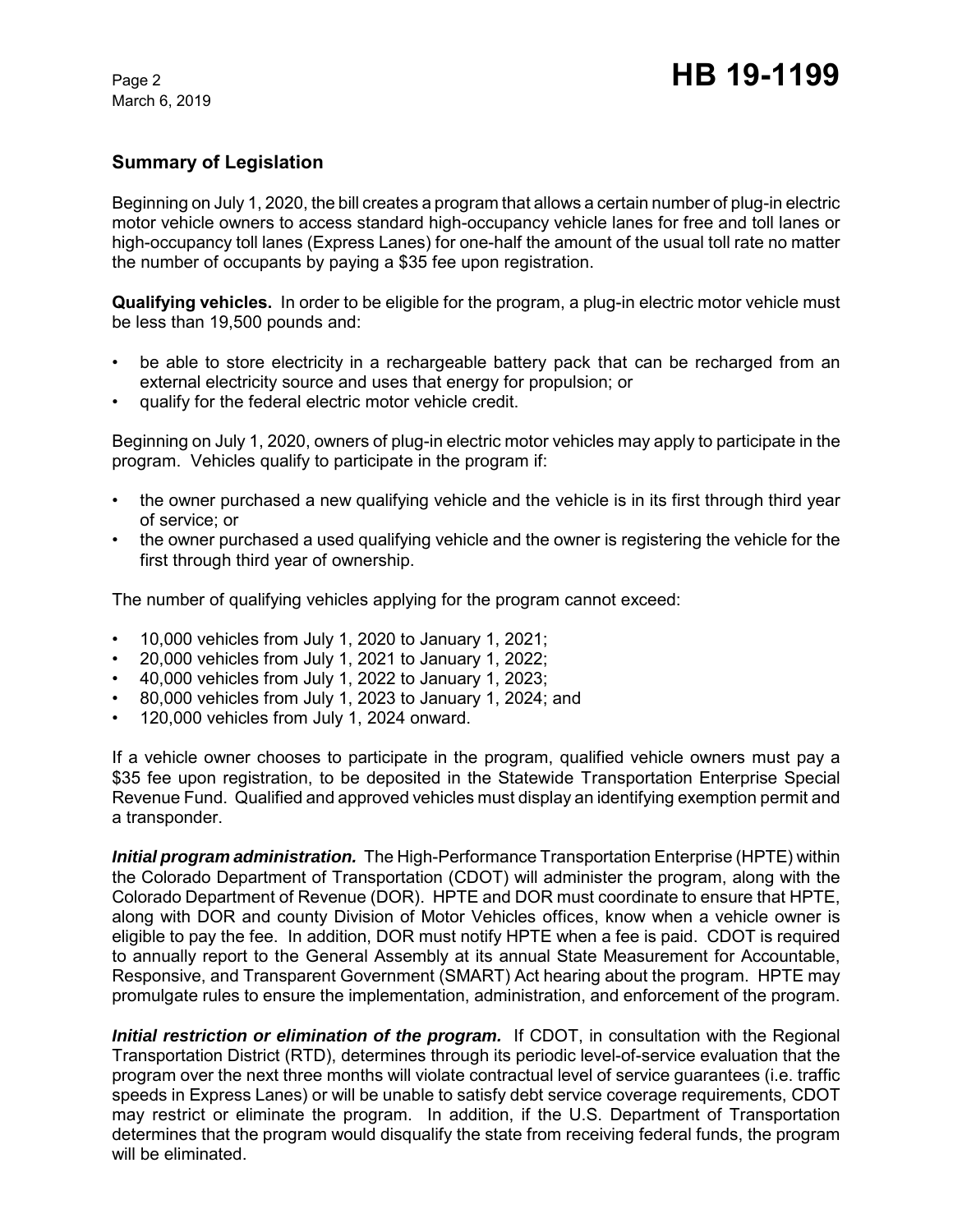## Summary of Legislation

Beginning on July 1, 2020, the bill creates a program that allows a certain number of plug-in electric motor vehicle owners to access standard high-occupancy vehicle lanes for free and toll lanes or high-occupancy toll lanes (Express Lanes) for one-half the amount of the usual toll rate no matter the number of occupants by paying a $35 fee upon registration.

**Qualifying vehicles.** In order to be eligible for the program, a plug-in electric motor vehicle must be less than 19,500 pounds and:

- be able to store electricity in a rechargeable battery pack that can be recharged from an external electricity source and uses that energy for propulsion; or
- qualify for the federal electric motor vehicle credit.

Beginning on July 1, 2020, owners of plug-in electric motor vehicles may apply to participate in the program. Vehicles qualify to participate in the program if:

- the owner purchased a new qualifying vehicle and the vehicle is in its first through third year of service; or
- the owner purchased a used qualifying vehicle and the owner is registering the vehicle for the first through third year of ownership.

The number of qualifying vehicles applying for the program cannot exceed:

- 10,000 vehicles from July 1, 2020 to January 1, 2021;
- 20,000 vehicles from July 1, 2021 to January 1, 2022;
- 40,000 vehicles from July 1, 2022 to January 1, 2023;
- 80,000 vehicles from July 1, 2023 to January 1, 2024; and
- 120,000 vehicles from July 1, 2024 onward.

If a vehicle owner chooses to participate in the program, qualified vehicle owners must pay a $35 fee upon registration, to be deposited in the Statewide Transportation Enterprise Special Revenue Fund. Qualified and approved vehicles must display an identifying exemption permit and a transponder.

***Initial program administration.*** The High-Performance Transportation Enterprise (HPTE) within the Colorado Department of Transportation (CDOT) will administer the program, along with the Colorado Department of Revenue (DOR). HPTE and DOR must coordinate to ensure that HPTE, along with DOR and county Division of Motor Vehicles offices, know when a vehicle owner is eligible to pay the fee. In addition, DOR must notify HPTE when a fee is paid. CDOT is required to annually report to the General Assembly at its annual State Measurement for Accountable, Responsive, and Transparent Government (SMART) Act hearing about the program. HPTE may promulgate rules to ensure the implementation, administration, and enforcement of the program.

***Initial restriction or elimination of the program.*** If CDOT, in consultation with the Regional Transportation District (RTD), determines through its periodic level-of-service evaluation that the program over the next three months will violate contractual level of service guarantees (i.e. traffic speeds in Express Lanes) or will be unable to satisfy debt service coverage requirements, CDOT may restrict or eliminate the program. In addition, if the U.S. Department of Transportation determines that the program would disqualify the state from receiving federal funds, the program will be eliminated.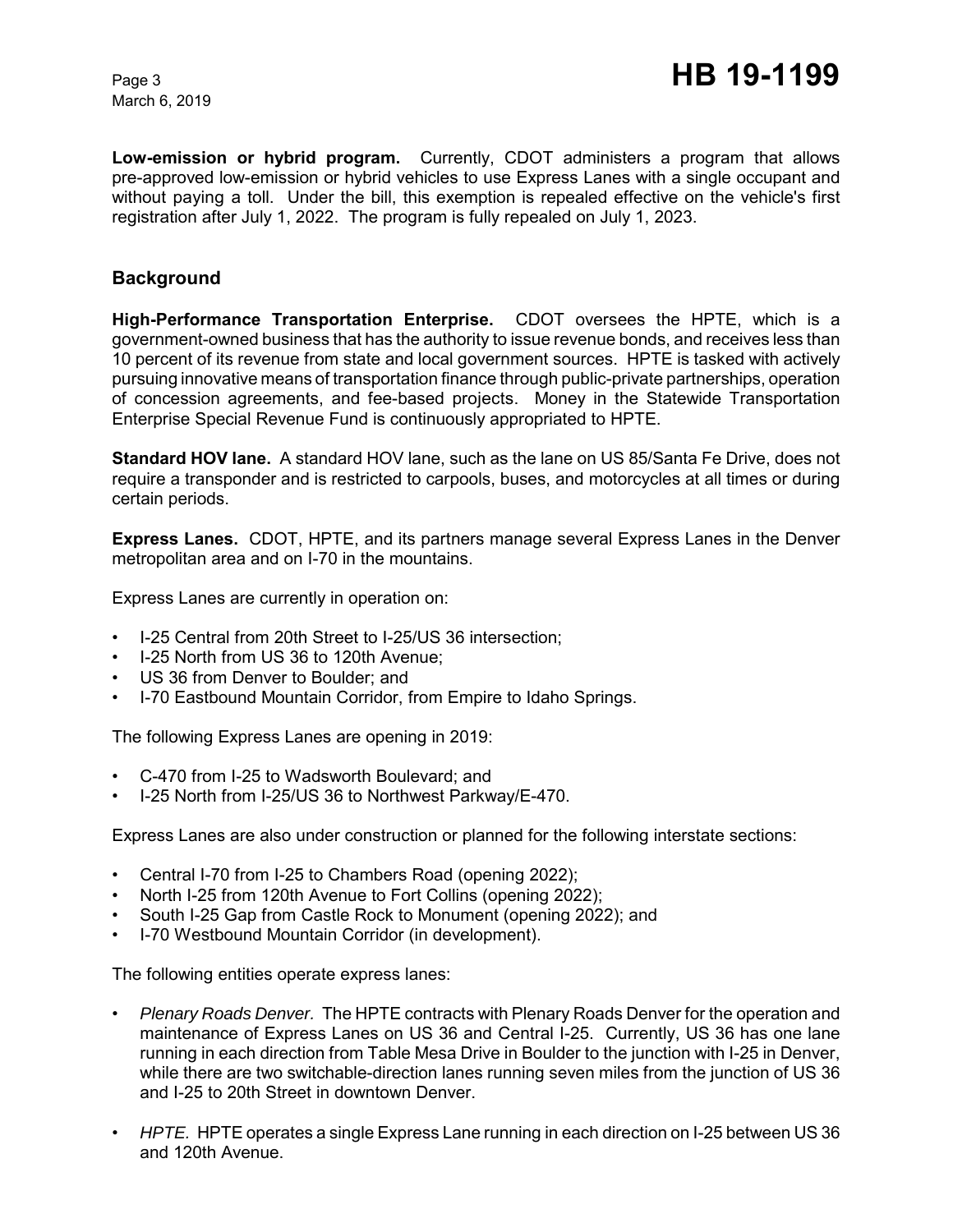**Low-emission or hybrid program.** Currently, CDOT administers a program that allows pre-approved low-emission or hybrid vehicles to use Express Lanes with a single occupant and without paying a toll. Under the bill, this exemption is repealed effective on the vehicle's first registration after July 1, 2022. The program is fully repealed on July 1, 2023.

## Background

**High-Performance Transportation Enterprise.** CDOT oversees the HPTE, which is a government-owned business that has the authority to issue revenue bonds, and receives less than 10 percent of its revenue from state and local government sources. HPTE is tasked with actively pursuing innovative means of transportation finance through public-private partnerships, operation of concession agreements, and fee-based projects. Money in the Statewide Transportation Enterprise Special Revenue Fund is continuously appropriated to HPTE.

**Standard HOV lane.** A standard HOV lane, such as the lane on US 85/Santa Fe Drive, does not require a transponder and is restricted to carpools, buses, and motorcycles at all times or during certain periods.

**Express Lanes.** CDOT, HPTE, and its partners manage several Express Lanes in the Denver metropolitan area and on I-70 in the mountains.

Express Lanes are currently in operation on:

- I-25 Central from 20th Street to I-25/US 36 intersection;
- I-25 North from US 36 to 120th Avenue;
- US 36 from Denver to Boulder; and
- I-70 Eastbound Mountain Corridor, from Empire to Idaho Springs.

The following Express Lanes are opening in 2019:

- C-470 from I-25 to Wadsworth Boulevard; and
- I-25 North from I-25/US 36 to Northwest Parkway/E-470.

Express Lanes are also under construction or planned for the following interstate sections:

- Central I-70 from I-25 to Chambers Road (opening 2022);
- North I-25 from 120th Avenue to Fort Collins (opening 2022);
- South I-25 Gap from Castle Rock to Monument (opening 2022); and
- I-70 Westbound Mountain Corridor (in development).

The following entities operate express lanes:

- *Plenary Roads Denver.* The HPTE contracts with Plenary Roads Denver for the operation and maintenance of Express Lanes on US 36 and Central I-25. Currently, US 36 has one lane running in each direction from Table Mesa Drive in Boulder to the junction with I-25 in Denver, while there are two switchable-direction lanes running seven miles from the junction of US 36 and I-25 to 20th Street in downtown Denver.

- *HPTE.* HPTE operates a single Express Lane running in each direction on I-25 between US 36 and 120th Avenue.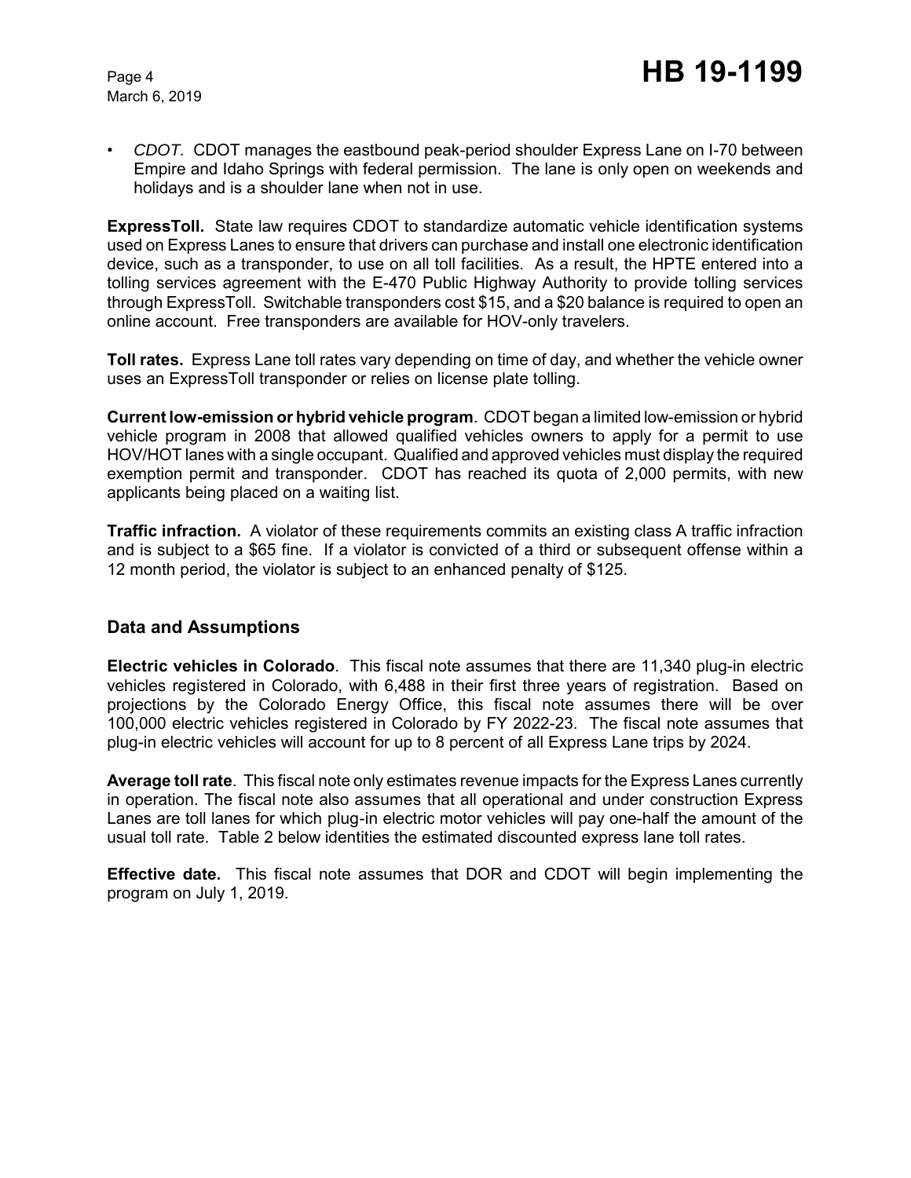- *CDOT.* CDOT manages the eastbound peak-period shoulder Express Lane on I-70 between Empire and Idaho Springs with federal permission. The lane is only open on weekends and holidays and is a shoulder lane when not in use.

**ExpressToll.** State law requires CDOT to standardize automatic vehicle identification systems used on Express Lanes to ensure that drivers can purchase and install one electronic identification device, such as a transponder, to use on all toll facilities. As a result, the HPTE entered into a tolling services agreement with the E-470 Public Highway Authority to provide tolling services through ExpressToll. Switchable transponders cost $15, and a $20 balance is required to open an online account. Free transponders are available for HOV-only travelers.

**Toll rates.** Express Lane toll rates vary depending on time of day, and whether the vehicle owner uses an ExpressToll transponder or relies on license plate tolling.

**Current low-emission or hybrid vehicle program**. CDOT began a limited low-emission or hybrid vehicle program in 2008 that allowed qualified vehicles owners to apply for a permit to use HOV/HOT lanes with a single occupant. Qualified and approved vehicles must display the required exemption permit and transponder. CDOT has reached its quota of 2,000 permits, with new applicants being placed on a waiting list.

**Traffic infraction.** A violator of these requirements commits an existing class A traffic infraction and is subject to a $65 fine. If a violator is convicted of a third or subsequent offense within a 12 month period, the violator is subject to an enhanced penalty of $125.

## Data and Assumptions

**Electric vehicles in Colorado**. This fiscal note assumes that there are 11,340 plug-in electric vehicles registered in Colorado, with 6,488 in their first three years of registration. Based on projections by the Colorado Energy Office, this fiscal note assumes there will be over 100,000 electric vehicles registered in Colorado by FY 2022-23. The fiscal note assumes that plug-in electric vehicles will account for up to 8 percent of all Express Lane trips by 2024.

**Average toll rate**. This fiscal note only estimates revenue impacts for the Express Lanes currently in operation. The fiscal note also assumes that all operational and under construction Express Lanes are toll lanes for which plug-in electric motor vehicles will pay one-half the amount of the usual toll rate. Table 2 below identities the estimated discounted express lane toll rates.

**Effective date.** This fiscal note assumes that DOR and CDOT will begin implementing the program on July 1, 2019.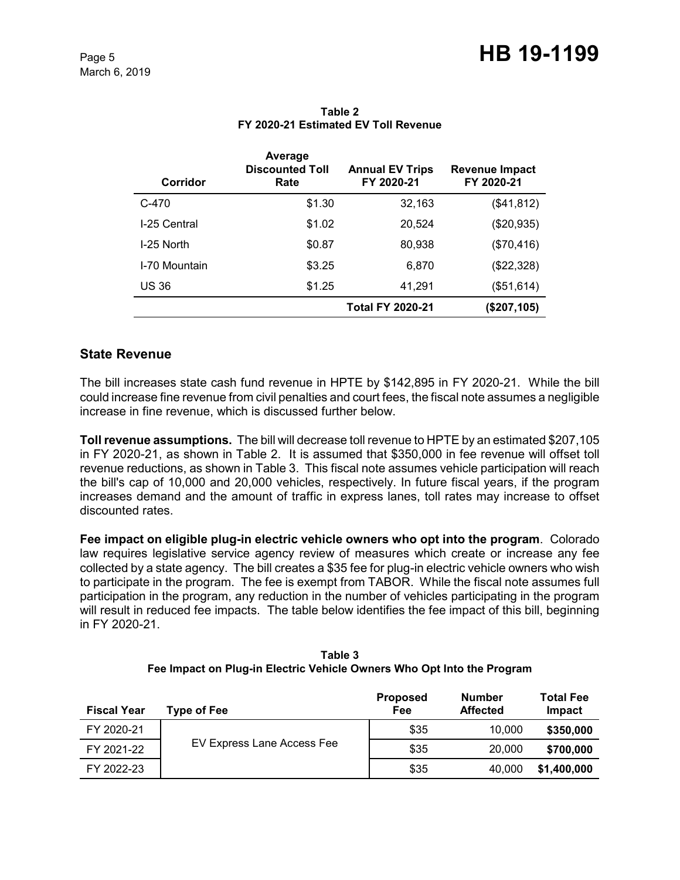**Table 2**
**FY 2020-21 Estimated EV Toll Revenue**

| Corridor | Average Discounted Toll Rate | Annual EV Trips FY 2020-21 | Revenue Impact FY 2020-21 |
|---|---|---|---|
| C-470 | $1.30 | 32,163 | ($41,812) |
| I-25 Central | $1.02 | 20,524 | ($20,935) |
| I-25 North | $0.87 | 80,938 | ($70,416) |
| I-70 Mountain | $3.25 | 6,870 | ($22,328) |
| US 36 | $1.25 | 41,291 | ($51,614) |
| | | **Total FY 2020-21** | **($207,105)** |

## State Revenue

The bill increases state cash fund revenue in HPTE by $142,895 in FY 2020-21. While the bill could increase fine revenue from civil penalties and court fees, the fiscal note assumes a negligible increase in fine revenue, which is discussed further below.

**Toll revenue assumptions.** The bill will decrease toll revenue to HPTE by an estimated $207,105 in FY 2020-21, as shown in Table 2. It is assumed that $350,000 in fee revenue will offset toll revenue reductions, as shown in Table 3. This fiscal note assumes vehicle participation will reach the bill's cap of 10,000 and 20,000 vehicles, respectively. In future fiscal years, if the program increases demand and the amount of traffic in express lanes, toll rates may increase to offset discounted rates.

**Fee impact on eligible plug-in electric vehicle owners who opt into the program**. Colorado law requires legislative service agency review of measures which create or increase any fee collected by a state agency. The bill creates a $35 fee for plug-in electric vehicle owners who wish to participate in the program. The fee is exempt from TABOR. While the fiscal note assumes full participation in the program, any reduction in the number of vehicles participating in the program will result in reduced fee impacts. The table below identifies the fee impact of this bill, beginning in FY 2020-21.

**Table 3**
**Fee Impact on Plug-in Electric Vehicle Owners Who Opt Into the Program**

| Fiscal Year | Type of Fee | Proposed Fee | Number Affected | Total Fee Impact |
|---|---|---|---|---|
| FY 2020-21 | EV Express Lane Access Fee | $35 | 10,000 | **$350,000** |
| FY 2021-22 | | $35 | 20,000 | **$700,000** |
| FY 2022-23 | | $35 | 40,000 | **$1,400,000** |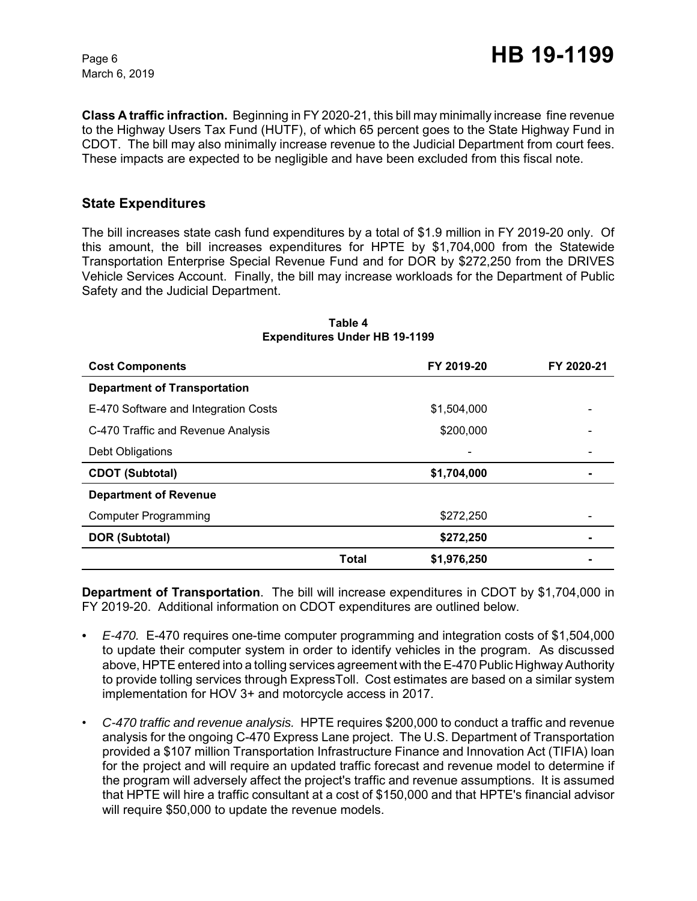**Class A traffic infraction.** Beginning in FY 2020-21, this bill may minimally increase fine revenue to the Highway Users Tax Fund (HUTF), of which 65 percent goes to the State Highway Fund in CDOT. The bill may also minimally increase revenue to the Judicial Department from court fees. These impacts are expected to be negligible and have been excluded from this fiscal note.

## State Expenditures

The bill increases state cash fund expenditures by a total of $1.9 million in FY 2019-20 only. Of this amount, the bill increases expenditures for HPTE by $1,704,000 from the Statewide Transportation Enterprise Special Revenue Fund and for DOR by $272,250 from the DRIVES Vehicle Services Account. Finally, the bill may increase workloads for the Department of Public Safety and the Judicial Department.

**Table 4**
**Expenditures Under HB 19-1199**

| Cost Components | | FY 2019-20 | FY 2020-21 |
|---|---|---|---|
| **Department of Transportation** | | | |
| E-470 Software and Integration Costs | | $1,504,000 | - |
| C-470 Traffic and Revenue Analysis | | $200,000 | - |
| Debt Obligations | | - | - |
| **CDOT (Subtotal)** | | **$1,704,000** | **-** |
| **Department of Revenue** | | | |
| Computer Programming | | $272,250 | - |
| **DOR (Subtotal)** | | **$272,250** | **-** |
| | **Total** | **$1,976,250** | **-** |

**Department of Transportation**. The bill will increase expenditures in CDOT by $1,704,000 in FY 2019-20. Additional information on CDOT expenditures are outlined below.

- *E-470.* E-470 requires one-time computer programming and integration costs of $1,504,000 to update their computer system in order to identify vehicles in the program. As discussed above, HPTE entered into a tolling services agreement with the E-470 Public Highway Authority to provide tolling services through ExpressToll. Cost estimates are based on a similar system implementation for HOV 3+ and motorcycle access in 2017.
- *C-470 traffic and revenue analysis.* HPTE requires $200,000 to conduct a traffic and revenue analysis for the ongoing C-470 Express Lane project. The U.S. Department of Transportation provided a $107 million Transportation Infrastructure Finance and Innovation Act (TIFIA) loan for the project and will require an updated traffic forecast and revenue model to determine if the program will adversely affect the project's traffic and revenue assumptions. It is assumed that HPTE will hire a traffic consultant at a cost of $150,000 and that HPTE's financial advisor will require $50,000 to update the revenue models.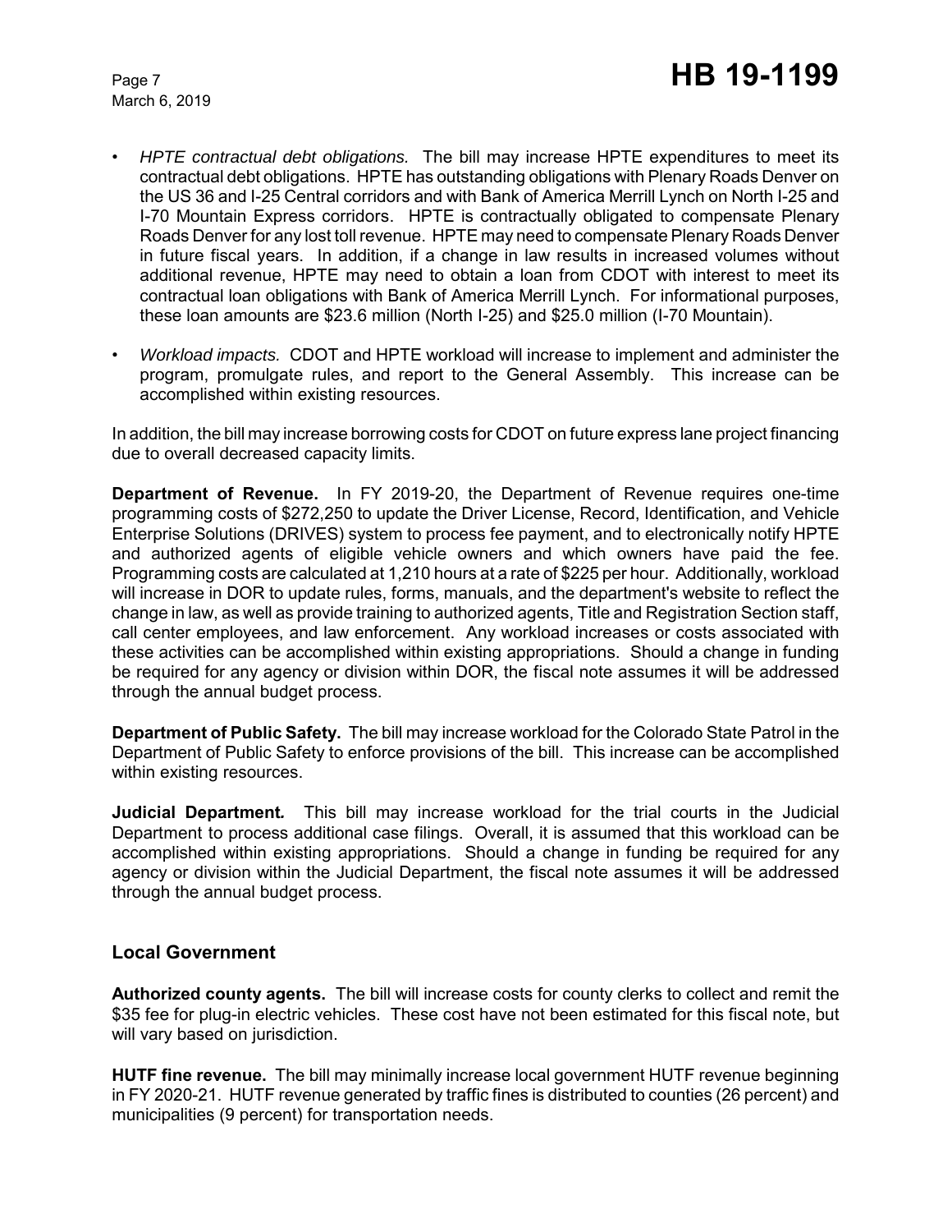- *HPTE contractual debt obligations.* The bill may increase HPTE expenditures to meet its contractual debt obligations. HPTE has outstanding obligations with Plenary Roads Denver on the US 36 and I-25 Central corridors and with Bank of America Merrill Lynch on North I-25 and I-70 Mountain Express corridors. HPTE is contractually obligated to compensate Plenary Roads Denver for any lost toll revenue. HPTE may need to compensate Plenary Roads Denver in future fiscal years. In addition, if a change in law results in increased volumes without additional revenue, HPTE may need to obtain a loan from CDOT with interest to meet its contractual loan obligations with Bank of America Merrill Lynch. For informational purposes, these loan amounts are $23.6 million (North I-25) and $25.0 million (I-70 Mountain).

- *Workload impacts.* CDOT and HPTE workload will increase to implement and administer the program, promulgate rules, and report to the General Assembly. This increase can be accomplished within existing resources.

In addition, the bill may increase borrowing costs for CDOT on future express lane project financing due to overall decreased capacity limits.

**Department of Revenue.** In FY 2019-20, the Department of Revenue requires one-time programming costs of $272,250 to update the Driver License, Record, Identification, and Vehicle Enterprise Solutions (DRIVES) system to process fee payment, and to electronically notify HPTE and authorized agents of eligible vehicle owners and which owners have paid the fee. Programming costs are calculated at 1,210 hours at a rate of $225 per hour. Additionally, workload will increase in DOR to update rules, forms, manuals, and the department's website to reflect the change in law, as well as provide training to authorized agents, Title and Registration Section staff, call center employees, and law enforcement. Any workload increases or costs associated with these activities can be accomplished within existing appropriations. Should a change in funding be required for any agency or division within DOR, the fiscal note assumes it will be addressed through the annual budget process.

**Department of Public Safety.** The bill may increase workload for the Colorado State Patrol in the Department of Public Safety to enforce provisions of the bill. This increase can be accomplished within existing resources.

**Judicial Department.** This bill may increase workload for the trial courts in the Judicial Department to process additional case filings. Overall, it is assumed that this workload can be accomplished within existing appropriations. Should a change in funding be required for any agency or division within the Judicial Department, the fiscal note assumes it will be addressed through the annual budget process.

## Local Government

**Authorized county agents.** The bill will increase costs for county clerks to collect and remit the $35 fee for plug-in electric vehicles. These cost have not been estimated for this fiscal note, but will vary based on jurisdiction.

**HUTF fine revenue.** The bill may minimally increase local government HUTF revenue beginning in FY 2020-21. HUTF revenue generated by traffic fines is distributed to counties (26 percent) and municipalities (9 percent) for transportation needs.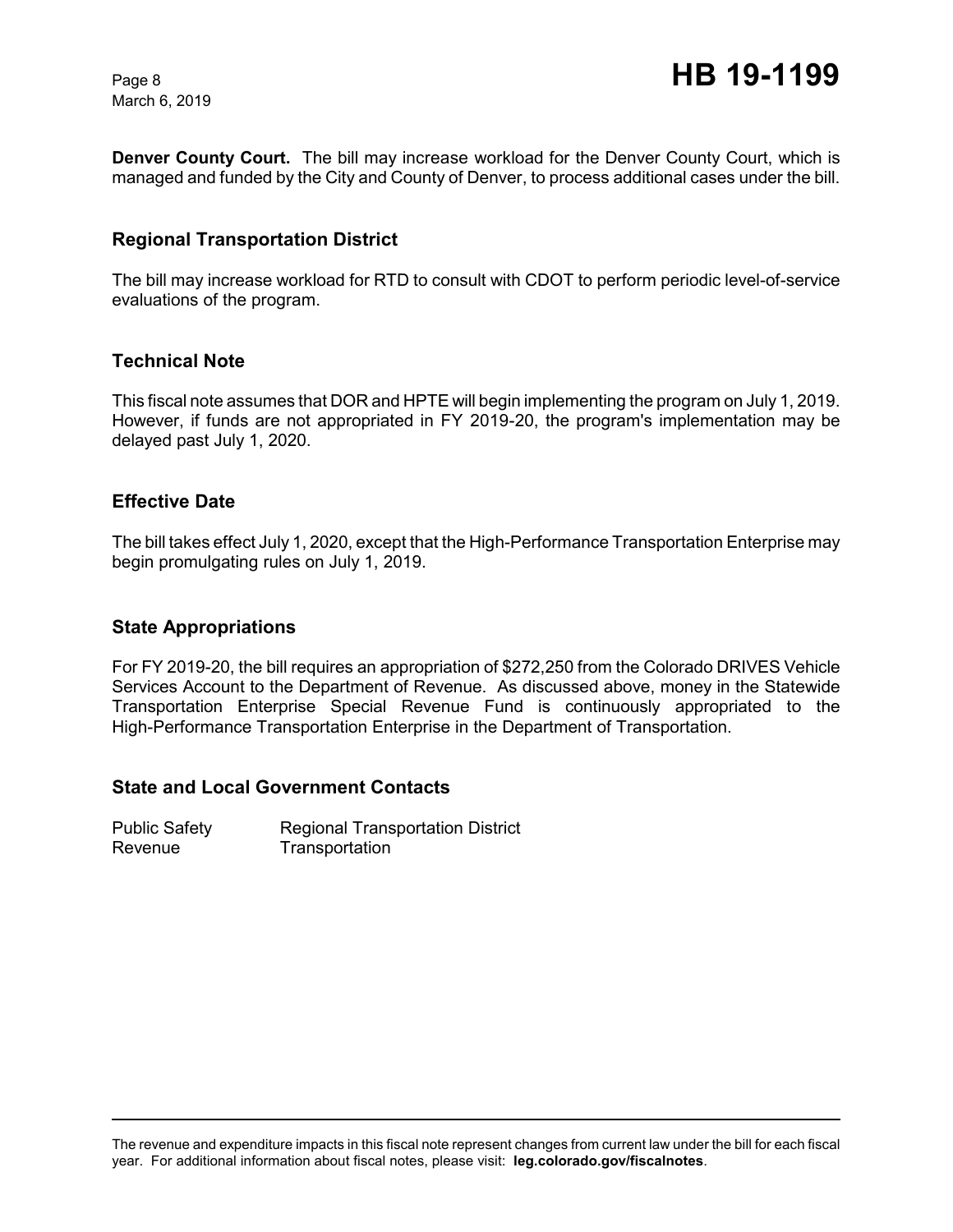**Denver County Court.** The bill may increase workload for the Denver County Court, which is managed and funded by the City and County of Denver, to process additional cases under the bill.

## Regional Transportation District

The bill may increase workload for RTD to consult with CDOT to perform periodic level-of-service evaluations of the program.

## Technical Note

This fiscal note assumes that DOR and HPTE will begin implementing the program on July 1, 2019. However, if funds are not appropriated in FY 2019-20, the program's implementation may be delayed past July 1, 2020.

## Effective Date

The bill takes effect July 1, 2020, except that the High-Performance Transportation Enterprise may begin promulgating rules on July 1, 2019.

## State Appropriations

For FY 2019-20, the bill requires an appropriation of $272,250 from the Colorado DRIVES Vehicle Services Account to the Department of Revenue. As discussed above, money in the Statewide Transportation Enterprise Special Revenue Fund is continuously appropriated to the High-Performance Transportation Enterprise in the Department of Transportation.

## State and Local Government Contacts

| | |
|---|---|
| Public Safety | Regional Transportation District |
| Revenue | Transportation |

The revenue and expenditure impacts in this fiscal note represent changes from current law under the bill for each fiscal year. For additional information about fiscal notes, please visit: **leg.colorado.gov/fiscalnotes**.